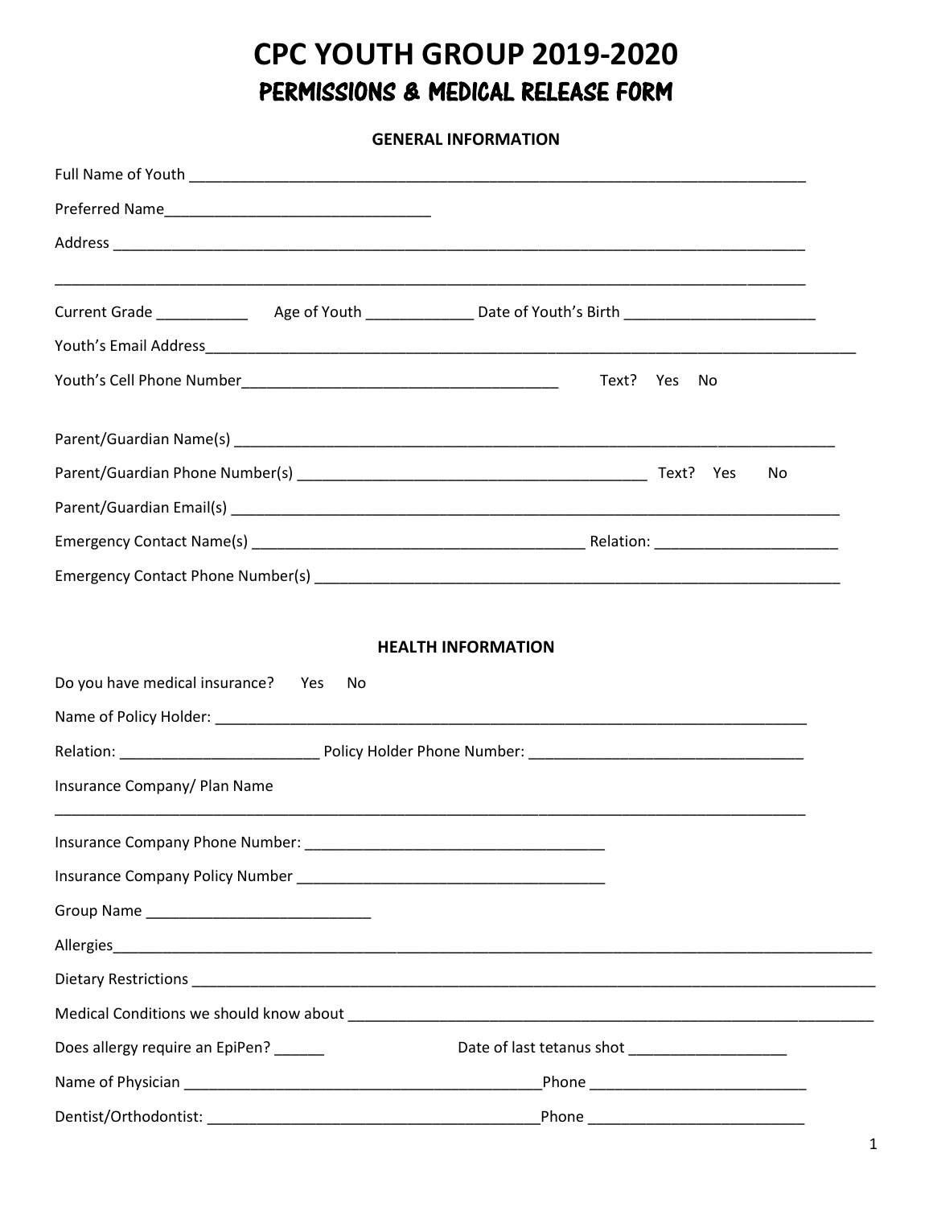# CPC YOUTH GROUP 2019-2020

## PERMISSIONS & MEDICAL RELEASE FORM

### GENERAL INFORMATION

Full Name of Youth ______________________________________________________________________________

Preferred Name________________________________

Address ______________________________________________________________________________________

______________________________________________________________________________________________

Current Grade ___________ Age of Youth _____________ Date of Youth's Birth _______________________

Youth's Email Address__________________________________________________________________________

Youth's Cell Phone Number______________________________________ Text? Yes No

Parent/Guardian Name(s) ________________________________________________________________________

Parent/Guardian Phone Number(s) __________________________________________ Text? Yes No

Parent/Guardian Email(s) ________________________________________________________________________

Emergency Contact Name(s) ________________________________________ Relation: ______________________

Emergency Contact Phone Number(s) _________________________________________________________________

### HEALTH INFORMATION

Do you have medical insurance? Yes No

Name of Policy Holder: __________________________________________________________________________

Relation: ________________________ Policy Holder Phone Number: _________________________________

Insurance Company/ Plan Name

______________________________________________________________________________________________

Insurance Company Phone Number: ____________________________________

Insurance Company Policy Number ____________________________________

Group Name ___________________________

Allergies_____________________________________________________________________________________________

Dietary Restrictions ____________________________________________________________________________________

Medical Conditions we should know about __________________________________________________________________

Does allergy require an EpiPen? ______ Date of last tetanus shot ___________________

Name of Physician ___________________________________________Phone __________________________

Dentist/Orthodontist: ________________________________________Phone __________________________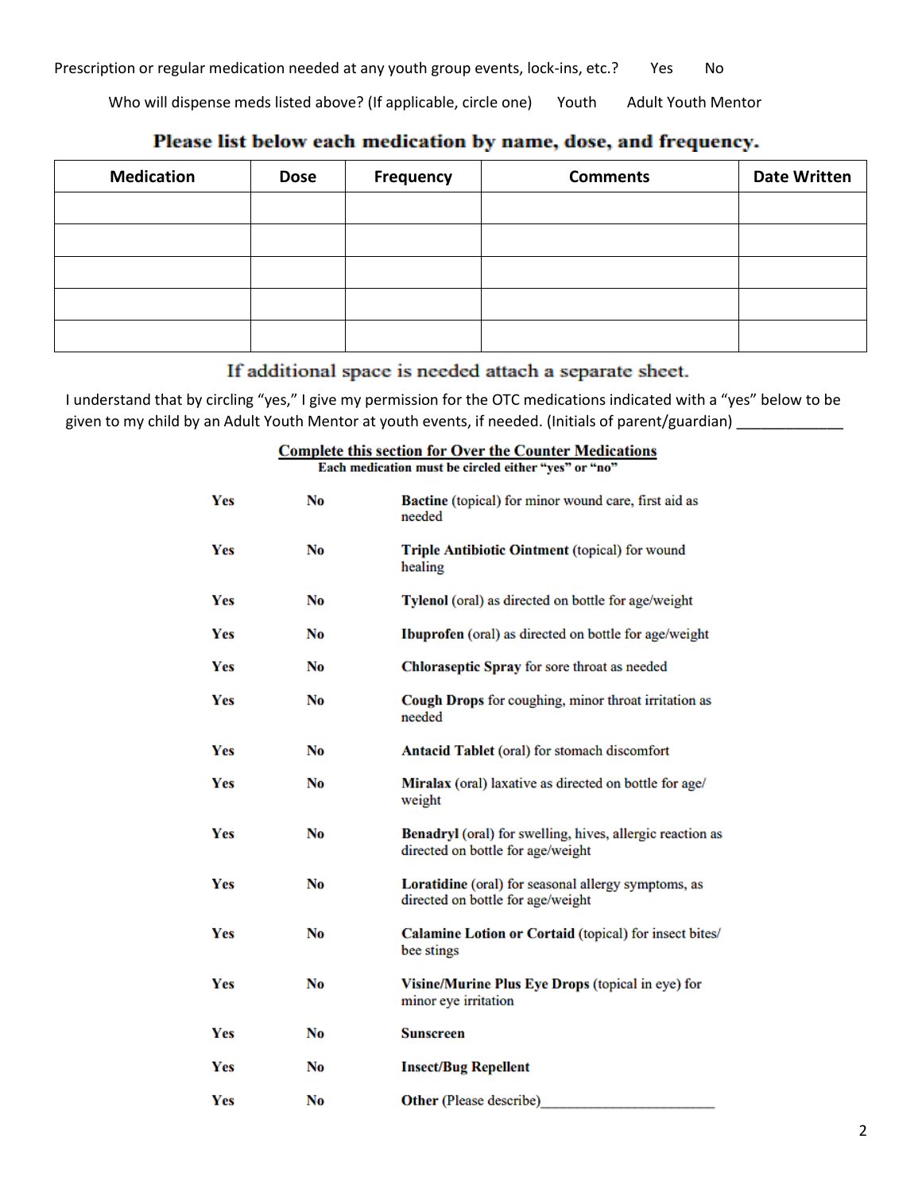Prescription or regular medication needed at any youth group events, lock-ins, etc.? Yes No

Who will dispense meds listed above? (If applicable, circle one) Youth Adult Youth Mentor

**Please list below each medication by name, dose, and frequency.**

| Medication | Dose | Frequency | Comments | Date Written |
|---|---|---|---|---|
| | | | | |
| | | | | |
| | | | | |
| | | | | |
| | | | | |

If additional space is needed attach a separate sheet.

I understand that by circling "yes," I give my permission for the OTC medications indicated with a "yes" below to be given to my child by an Adult Youth Mentor at youth events, if needed. (Initials of parent/guardian) _____________

**Complete this section for Over the Counter Medications**

**Each medication must be circled either "yes" or "no"**

| | | |
|---|---|---|
| **Yes** | **No** | **Bactine** (topical) for minor wound care, first aid as needed |
| **Yes** | **No** | **Triple Antibiotic Ointment** (topical) for wound healing |
| **Yes** | **No** | **Tylenol** (oral) as directed on bottle for age/weight |
| **Yes** | **No** | **Ibuprofen** (oral) as directed on bottle for age/weight |
| **Yes** | **No** | **Chloraseptic Spray** for sore throat as needed |
| **Yes** | **No** | **Cough Drops** for coughing, minor throat irritation as needed |
| **Yes** | **No** | **Antacid Tablet** (oral) for stomach discomfort |
| **Yes** | **No** | **Miralax** (oral) laxative as directed on bottle for age/ weight |
| **Yes** | **No** | **Benadryl** (oral) for swelling, hives, allergic reaction as directed on bottle for age/weight |
| **Yes** | **No** | **Loratidine** (oral) for seasonal allergy symptoms, as directed on bottle for age/weight |
| **Yes** | **No** | **Calamine Lotion or Cortaid** (topical) for insect bites/ bee stings |
| **Yes** | **No** | **Visine/Murine Plus Eye Drops** (topical in eye) for minor eye irritation |
| **Yes** | **No** | **Sunscreen** |
| **Yes** | **No** | **Insect/Bug Repellent** |
| **Yes** | **No** | **Other** (Please describe)______________________ |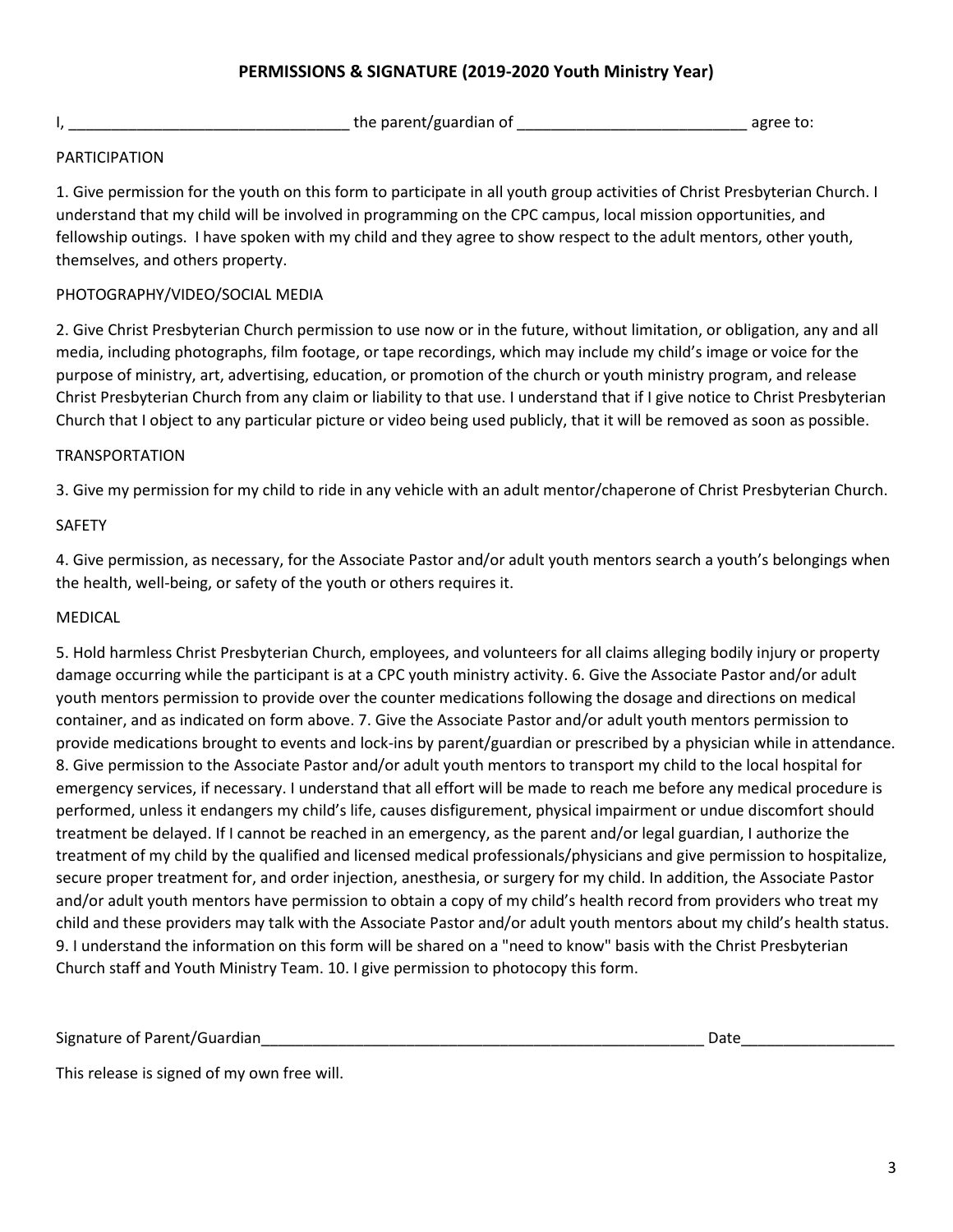## PERMISSIONS & SIGNATURE (2019-2020 Youth Ministry Year)

I, _________________________________ the parent/guardian of ___________________________ agree to:

PARTICIPATION

1. Give permission for the youth on this form to participate in all youth group activities of Christ Presbyterian Church. I understand that my child will be involved in programming on the CPC campus, local mission opportunities, and fellowship outings. I have spoken with my child and they agree to show respect to the adult mentors, other youth, themselves, and others property.

PHOTOGRAPHY/VIDEO/SOCIAL MEDIA

2. Give Christ Presbyterian Church permission to use now or in the future, without limitation, or obligation, any and all media, including photographs, film footage, or tape recordings, which may include my child's image or voice for the purpose of ministry, art, advertising, education, or promotion of the church or youth ministry program, and release Christ Presbyterian Church from any claim or liability to that use. I understand that if I give notice to Christ Presbyterian Church that I object to any particular picture or video being used publicly, that it will be removed as soon as possible.

TRANSPORTATION

3. Give my permission for my child to ride in any vehicle with an adult mentor/chaperone of Christ Presbyterian Church.

SAFETY

4. Give permission, as necessary, for the Associate Pastor and/or adult youth mentors search a youth's belongings when the health, well-being, or safety of the youth or others requires it.

MEDICAL

5. Hold harmless Christ Presbyterian Church, employees, and volunteers for all claims alleging bodily injury or property damage occurring while the participant is at a CPC youth ministry activity. 6. Give the Associate Pastor and/or adult youth mentors permission to provide over the counter medications following the dosage and directions on medical container, and as indicated on form above. 7. Give the Associate Pastor and/or adult youth mentors permission to provide medications brought to events and lock-ins by parent/guardian or prescribed by a physician while in attendance. 8. Give permission to the Associate Pastor and/or adult youth mentors to transport my child to the local hospital for emergency services, if necessary. I understand that all effort will be made to reach me before any medical procedure is performed, unless it endangers my child's life, causes disfigurement, physical impairment or undue discomfort should treatment be delayed. If I cannot be reached in an emergency, as the parent and/or legal guardian, I authorize the treatment of my child by the qualified and licensed medical professionals/physicians and give permission to hospitalize, secure proper treatment for, and order injection, anesthesia, or surgery for my child. In addition, the Associate Pastor and/or adult youth mentors have permission to obtain a copy of my child's health record from providers who treat my child and these providers may talk with the Associate Pastor and/or adult youth mentors about my child's health status. 9. I understand the information on this form will be shared on a "need to know" basis with the Christ Presbyterian Church staff and Youth Ministry Team. 10. I give permission to photocopy this form.

Signature of Parent/Guardian_______________________________________________________ Date_________________

This release is signed of my own free will.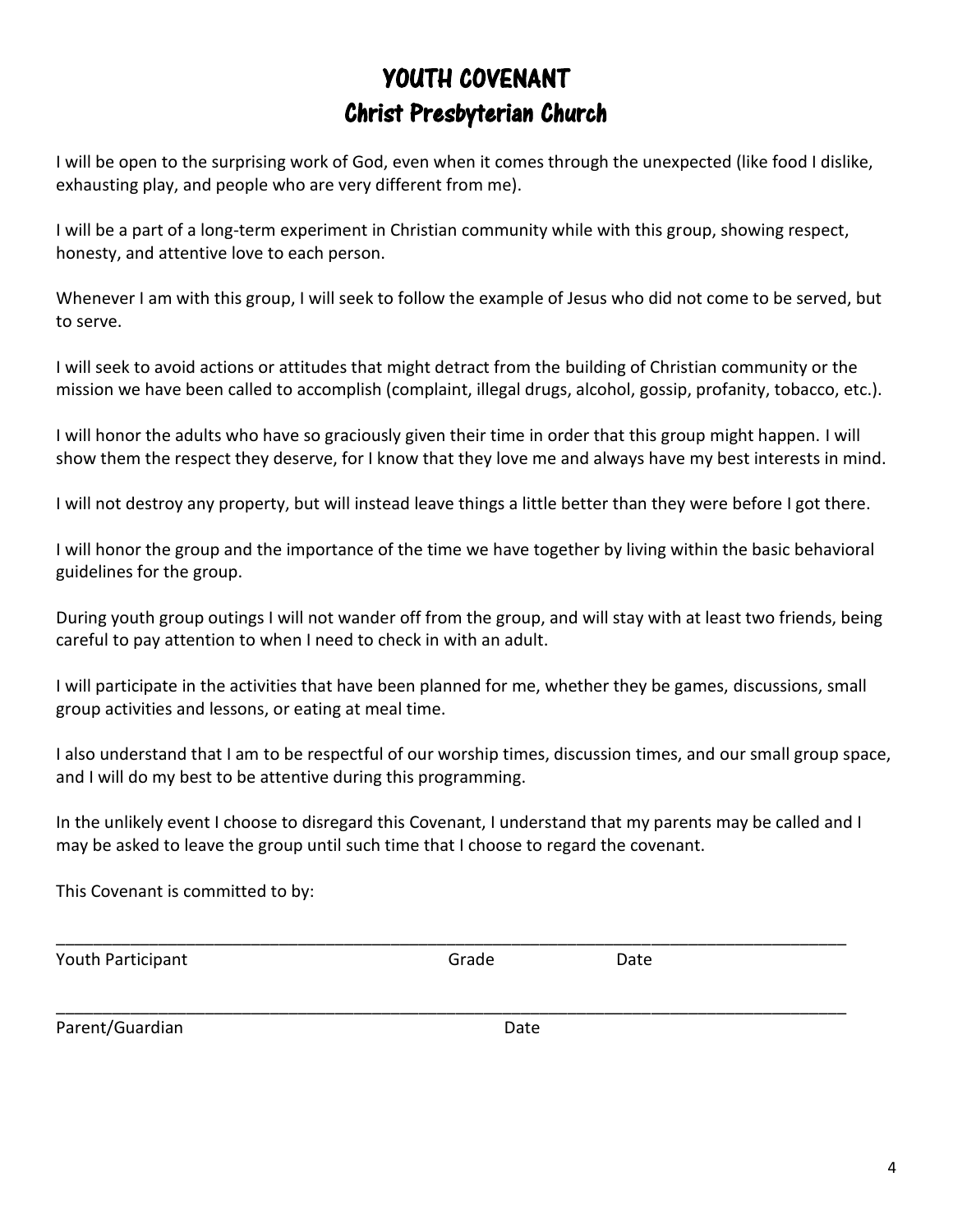# YOUTH COVENANT
## Christ Presbyterian Church

I will be open to the surprising work of God, even when it comes through the unexpected (like food I dislike, exhausting play, and people who are very different from me).

I will be a part of a long-term experiment in Christian community while with this group, showing respect, honesty, and attentive love to each person.

Whenever I am with this group, I will seek to follow the example of Jesus who did not come to be served, but to serve.

I will seek to avoid actions or attitudes that might detract from the building of Christian community or the mission we have been called to accomplish (complaint, illegal drugs, alcohol, gossip, profanity, tobacco, etc.).

I will honor the adults who have so graciously given their time in order that this group might happen. I will show them the respect they deserve, for I know that they love me and always have my best interests in mind.

I will not destroy any property, but will instead leave things a little better than they were before I got there.

I will honor the group and the importance of the time we have together by living within the basic behavioral guidelines for the group.

During youth group outings I will not wander off from the group, and will stay with at least two friends, being careful to pay attention to when I need to check in with an adult.

I will participate in the activities that have been planned for me, whether they be games, discussions, small group activities and lessons, or eating at meal time.

I also understand that I am to be respectful of our worship times, discussion times, and our small group space, and I will do my best to be attentive during this programming.

In the unlikely event I choose to disregard this Covenant, I understand that my parents may be called and I may be asked to leave the group until such time that I choose to regard the covenant.

This Covenant is committed to by:

_______________________________________________________________________________

Youth Participant Grade Date

_______________________________________________________________________________

Parent/Guardian Date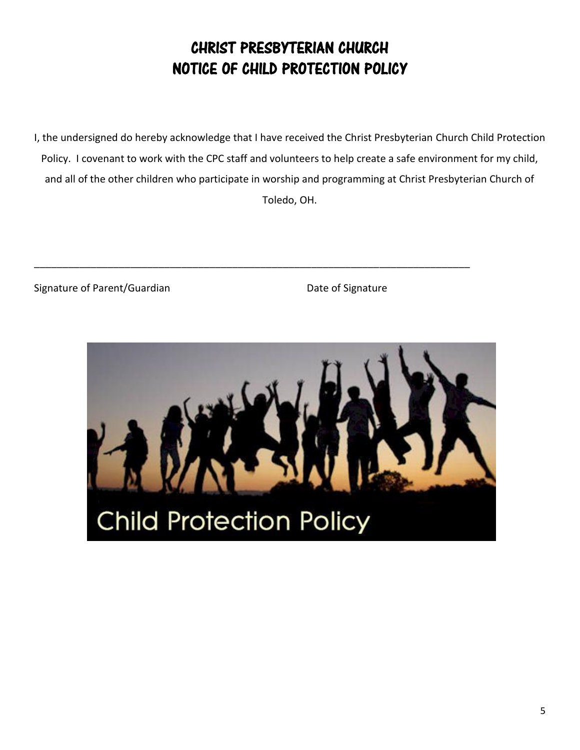# CHRIST PRESBYTERIAN CHURCH
# NOTICE OF CHILD PROTECTION POLICY

I, the undersigned do hereby acknowledge that I have received the Christ Presbyterian Church Child Protection Policy. I covenant to work with the CPC staff and volunteers to help create a safe environment for my child, and all of the other children who participate in worship and programming at Christ Presbyterian Church of Toledo, OH.

\_\_\_\_\_\_\_\_\_\_\_\_\_\_\_\_\_\_\_\_\_\_\_\_\_\_\_\_\_\_\_\_\_\_\_\_\_\_\_\_\_\_\_\_\_\_\_\_\_\_\_\_\_\_\_\_\_\_\_\_\_\_\_\_\_\_\_\_\_\_\_\_\_\_\_\_\_\_

Signature of Parent/Guardian                Date of Signature

Child Protection Policy